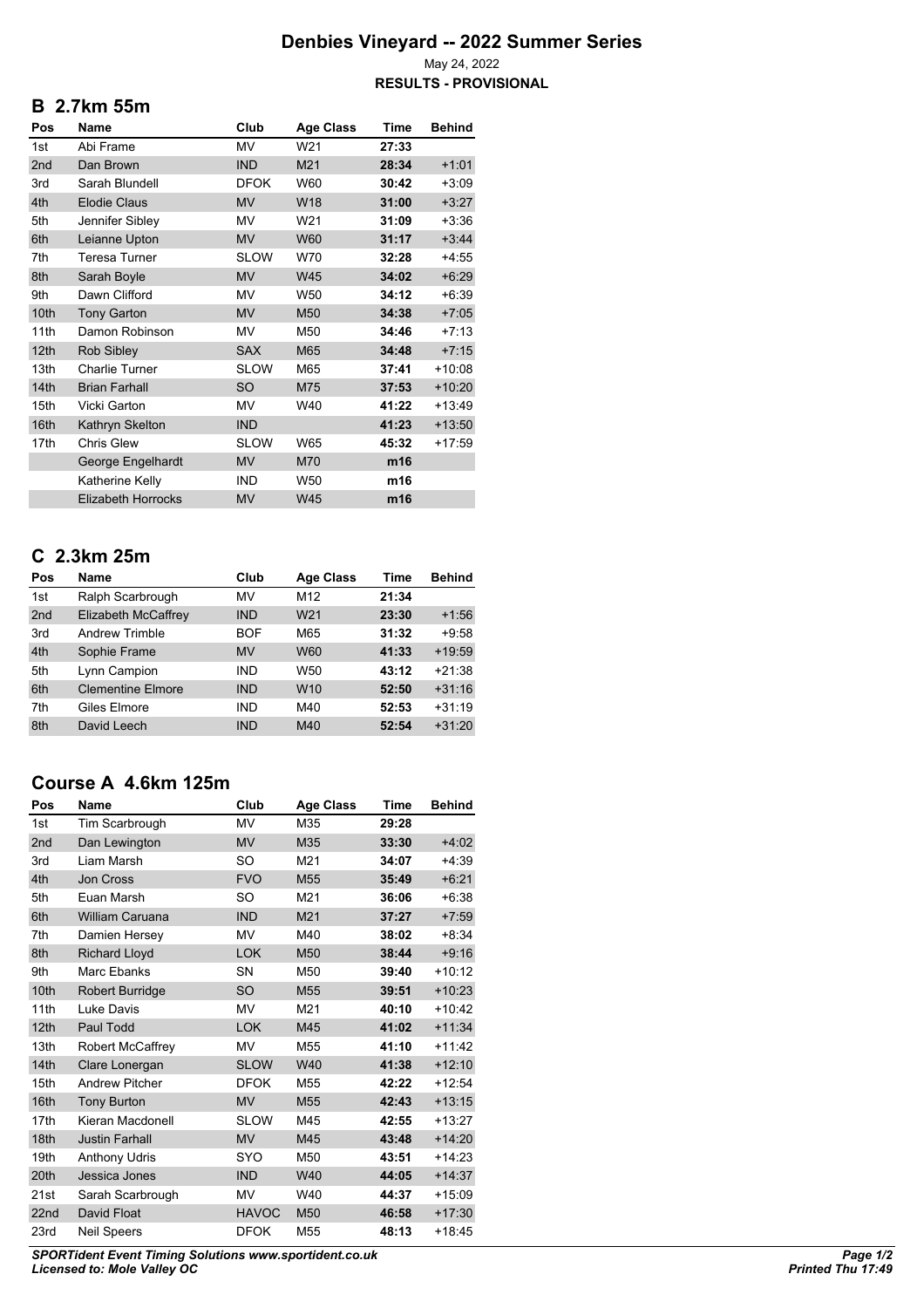# Denbies Vineyard -- 2022 Summer Series

May 24, 2022

**RESULTS - PROVISIONAL**

## B 2.7km 55m

| Pos | Name | Club | Age Class | Time | Behind |
|---|---|---|---|---|---|
| 1st | Abi Frame | MV | W21 | **27:33** | |
| 2nd | Dan Brown | IND | M21 | **28:34** | +1:01 |
| 3rd | Sarah Blundell | DFOK | W60 | **30:42** | +3:09 |
| 4th | Elodie Claus | MV | W18 | **31:00** | +3:27 |
| 5th | Jennifer Sibley | MV | W21 | **31:09** | +3:36 |
| 6th | Leianne Upton | MV | W60 | **31:17** | +3:44 |
| 7th | Teresa Turner | SLOW | W70 | **32:28** | +4:55 |
| 8th | Sarah Boyle | MV | W45 | **34:02** | +6:29 |
| 9th | Dawn Clifford | MV | W50 | **34:12** | +6:39 |
| 10th | Tony Garton | MV | M50 | **34:38** | +7:05 |
| 11th | Damon Robinson | MV | M50 | **34:46** | +7:13 |
| 12th | Rob Sibley | SAX | M65 | **34:48** | +7:15 |
| 13th | Charlie Turner | SLOW | M65 | **37:41** | +10:08 |
| 14th | Brian Farhall | SO | M75 | **37:53** | +10:20 |
| 15th | Vicki Garton | MV | W40 | **41:22** | +13:49 |
| 16th | Kathryn Skelton | IND | | **41:23** | +13:50 |
| 17th | Chris Glew | SLOW | W65 | **45:32** | +17:59 |
| | George Engelhardt | MV | M70 | **m16** | |
| | Katherine Kelly | IND | W50 | **m16** | |
| | Elizabeth Horrocks | MV | W45 | **m16** | |

## C 2.3km 25m

| Pos | Name | Club | Age Class | Time | Behind |
|---|---|---|---|---|---|
| 1st | Ralph Scarbrough | MV | M12 | **21:34** | |
| 2nd | Elizabeth McCaffrey | IND | W21 | **23:30** | +1:56 |
| 3rd | Andrew Trimble | BOF | M65 | **31:32** | +9:58 |
| 4th | Sophie Frame | MV | W60 | **41:33** | +19:59 |
| 5th | Lynn Campion | IND | W50 | **43:12** | +21:38 |
| 6th | Clementine Elmore | IND | W10 | **52:50** | +31:16 |
| 7th | Giles Elmore | IND | M40 | **52:53** | +31:19 |
| 8th | David Leech | IND | M40 | **52:54** | +31:20 |

## Course A 4.6km 125m

| Pos | Name | Club | Age Class | Time | Behind |
|---|---|---|---|---|---|
| 1st | Tim Scarbrough | MV | M35 | **29:28** | |
| 2nd | Dan Lewington | MV | M35 | **33:30** | +4:02 |
| 3rd | Liam Marsh | SO | M21 | **34:07** | +4:39 |
| 4th | Jon Cross | FVO | M55 | **35:49** | +6:21 |
| 5th | Euan Marsh | SO | M21 | **36:06** | +6:38 |
| 6th | William Caruana | IND | M21 | **37:27** | +7:59 |
| 7th | Damien Hersey | MV | M40 | **38:02** | +8:34 |
| 8th | Richard Lloyd | LOK | M50 | **38:44** | +9:16 |
| 9th | Marc Ebanks | SN | M50 | **39:40** | +10:12 |
| 10th | Robert Burridge | SO | M55 | **39:51** | +10:23 |
| 11th | Luke Davis | MV | M21 | **40:10** | +10:42 |
| 12th | Paul Todd | LOK | M45 | **41:02** | +11:34 |
| 13th | Robert McCaffrey | MV | M55 | **41:10** | +11:42 |
| 14th | Clare Lonergan | SLOW | W40 | **41:38** | +12:10 |
| 15th | Andrew Pitcher | DFOK | M55 | **42:22** | +12:54 |
| 16th | Tony Burton | MV | M55 | **42:43** | +13:15 |
| 17th | Kieran Macdonell | SLOW | M45 | **42:55** | +13:27 |
| 18th | Justin Farhall | MV | M45 | **43:48** | +14:20 |
| 19th | Anthony Udris | SYO | M50 | **43:51** | +14:23 |
| 20th | Jessica Jones | IND | W40 | **44:05** | +14:37 |
| 21st | Sarah Scarbrough | MV | W40 | **44:37** | +15:09 |
| 22nd | David Float | HAVOC | M50 | **46:58** | +17:30 |
| 23rd | Neil Speers | DFOK | M55 | **48:13** | +18:45 |

*SPORTident Event Timing Solutions www.sportident.co.uk*
*Licensed to: Mole Valley OC*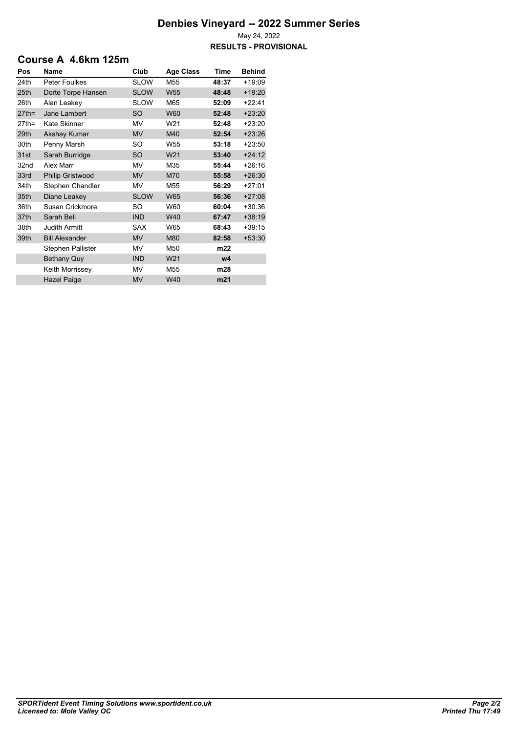# Denbies Vineyard -- 2022 Summer Series

May 24, 2022

**RESULTS - PROVISIONAL**

## Course A 4.6km 125m

| Pos | Name | Club | Age Class | Time | Behind |
|---|---|---|---|---|---|
| 24th | Peter Foulkes | SLOW | M55 | **48:37** | +19:09 |
| 25th | Dorte Torpe Hansen | SLOW | W55 | **48:48** | +19:20 |
| 26th | Alan Leakey | SLOW | M65 | **52:09** | +22:41 |
| 27th= | Jane Lambert | SO | W60 | **52:48** | +23:20 |
| 27th= | Kate Skinner | MV | W21 | **52:48** | +23:20 |
| 29th | Akshay Kumar | MV | M40 | **52:54** | +23:26 |
| 30th | Penny Marsh | SO | W55 | **53:18** | +23:50 |
| 31st | Sarah Burridge | SO | W21 | **53:40** | +24:12 |
| 32nd | Alex Marr | MV | M35 | **55:44** | +26:16 |
| 33rd | Philip Gristwood | MV | M70 | **55:58** | +26:30 |
| 34th | Stephen Chandler | MV | M55 | **56:29** | +27:01 |
| 35th | Diane Leakey | SLOW | W65 | **56:36** | +27:08 |
| 36th | Susan Crickmore | SO | W60 | **60:04** | +30:36 |
| 37th | Sarah Bell | IND | W40 | **67:47** | +38:19 |
| 38th | Judith Armitt | SAX | W65 | **68:43** | +39:15 |
| 39th | Bill Alexander | MV | M80 | **82:58** | +53:30 |
| | Stephen Pallister | MV | M50 | **m22** | |
| | Bethany Quy | IND | W21 | **w4** | |
| | Keith Morrissey | MV | M55 | **m28** | |
| | Hazel Paige | MV | W40 | **m21** | |

*SPORTident Event Timing Solutions www.sportident.co.uk*
*Licensed to: Mole Valley OC*

*Printed Thu 17:49*